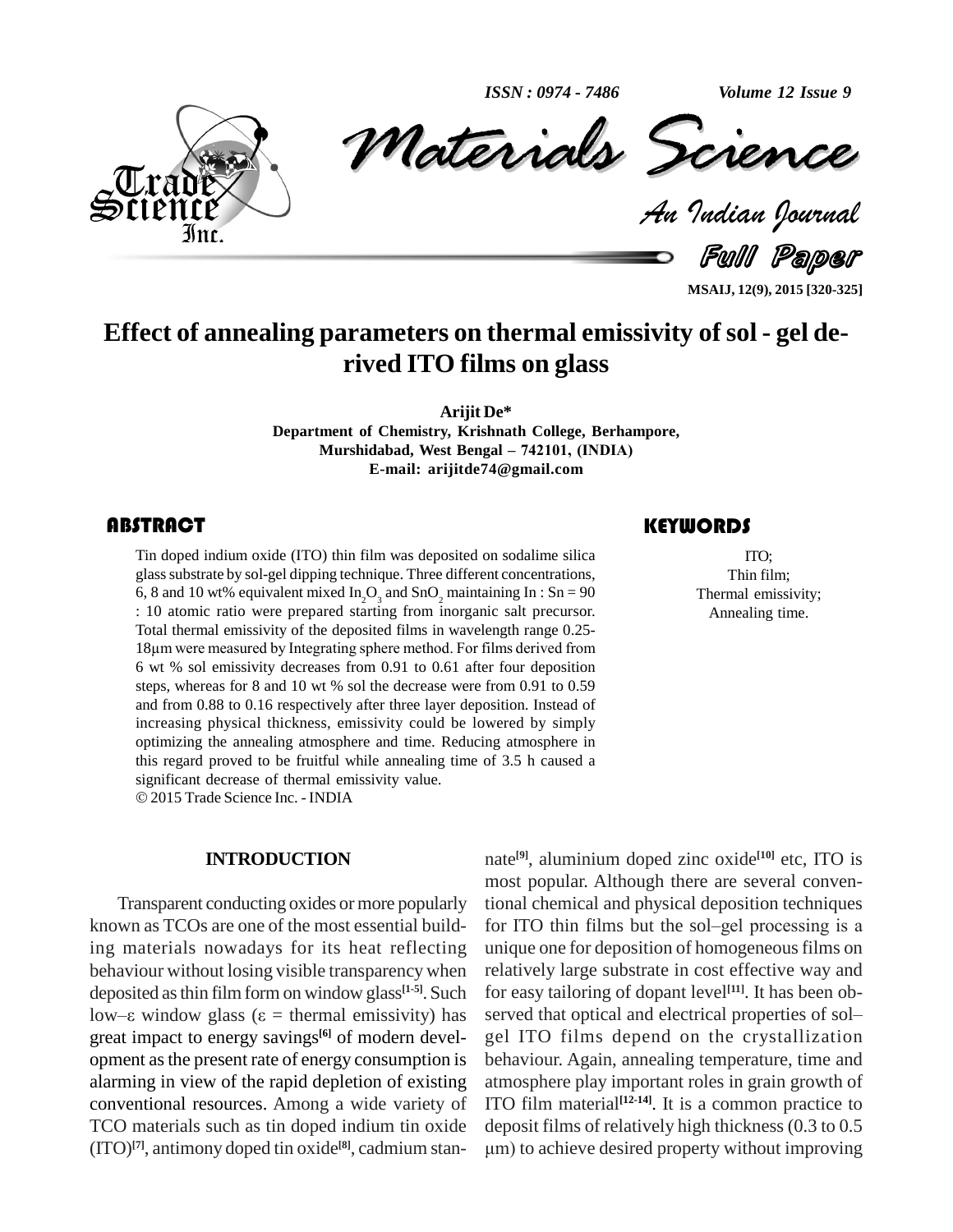# Effect of annealing parameters on thermal emissivity of sol - gel derived ITO films on glass

**Arijit De***

**Department of Chemistry, Krishnath College, Berhampore, Murshidabad, West Bengal – 742101, (INDIA)**

**E-mail: arijitde74@gmail.com**

## ABSTRACT

Tin doped indium oxide (ITO) thin film was deposited on sodalime silica glass substrate by sol-gel dipping technique. Three different concentrations, 6, 8 and 10 wt% equivalent mixed $In_2O_3$ and $SnO_2$ maintaining In : Sn = 90 : 10 atomic ratio were prepared starting from inorganic salt precursor. Total thermal emissivity of the deposited films in wavelength range 0.25-18μm were measured by Integrating sphere method. For films derived from 6 wt % sol emissivity decreases from 0.91 to 0.61 after four deposition steps, whereas for 8 and 10 wt % sol the decrease were from 0.91 to 0.59 and from 0.88 to 0.16 respectively after three layer deposition. Instead of increasing physical thickness, emissivity could be lowered by simply optimizing the annealing atmosphere and time. Reducing atmosphere in this regard proved to be fruitful while annealing time of 3.5 h caused a significant decrease of thermal emissivity value.

© 2015 Trade Science Inc. - INDIA

## KEYWORDS

ITO;
Thin film;
Thermal emissivity;
Annealing time.

## INTRODUCTION

Transparent conducting oxides or more popularly known as TCOs are one of the most essential building materials nowadays for its heat reflecting behaviour without losing visible transparency when deposited as thin film form on window glass[1-5]. Such low–ε window glass (ε = thermal emissivity) has great impact to energy savings[6] of modern development as the present rate of energy consumption is alarming in view of the rapid depletion of existing conventional resources. Among a wide variety of TCO materials such as tin doped indium tin oxide (ITO)[7], antimony doped tin oxide[8], cadmium stannate[9], aluminium doped zinc oxide[10] etc, ITO is most popular. Although there are several conventional chemical and physical deposition techniques for ITO thin films but the sol–gel processing is a unique one for deposition of homogeneous films on relatively large substrate in cost effective way and for easy tailoring of dopant level[11]. It has been observed that optical and electrical properties of sol–gel ITO films depend on the crystallization behaviour. Again, annealing temperature, time and atmosphere play important roles in grain growth of ITO film material[12-14]. It is a common practice to deposit films of relatively high thickness (0.3 to 0.5 μm) to achieve desired property without improving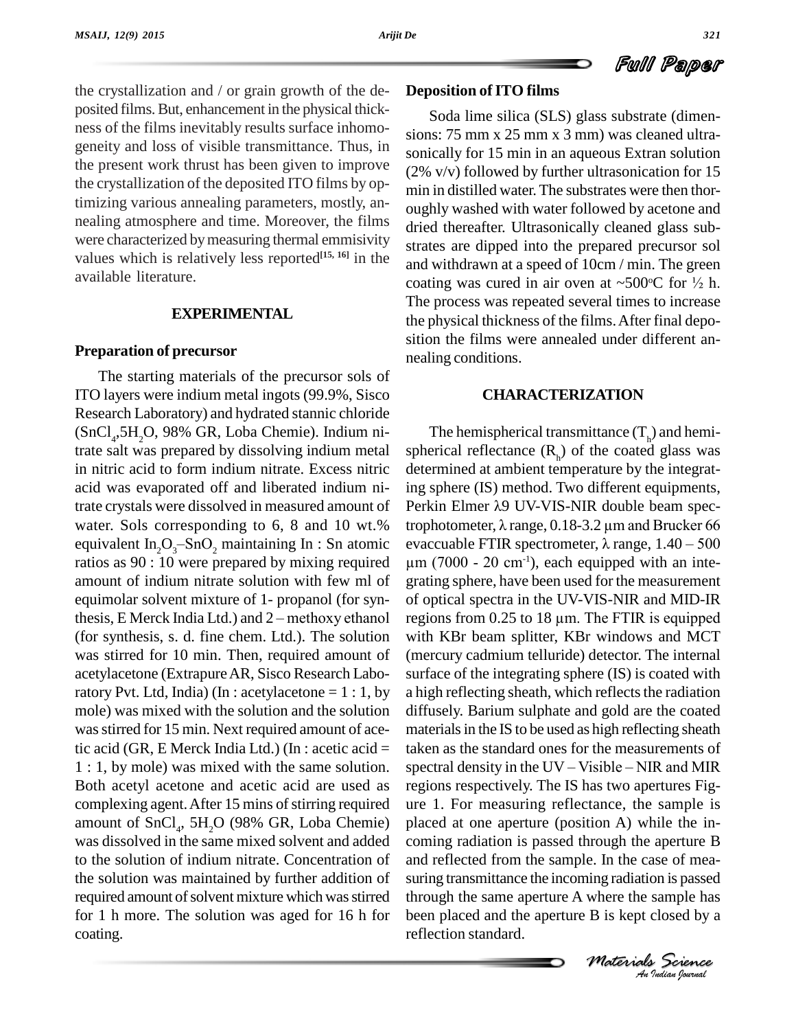the crystallization and / or grain growth of the deposited films. But, enhancement in the physical thickness of the films inevitably results surface inhomogeneity and loss of visible transmittance. Thus, in the present work thrust has been given to improve the crystallization of the deposited ITO films by optimizing various annealing parameters, mostly, annealing atmosphere and time. Moreover, the films were characterized by measuring thermal emmisivity values which is relatively less reported[15, 16] in the available literature.

## EXPERIMENTAL

### Preparation of precursor

The starting materials of the precursor sols of ITO layers were indium metal ingots (99.9%, Sisco Research Laboratory) and hydrated stannic chloride ($SnCl_4$,$5H_2O$, 98% GR, Loba Chemie). Indium nitrate salt was prepared by dissolving indium metal in nitric acid to form indium nitrate. Excess nitric acid was evaporated off and liberated indium nitrate crystals were dissolved in measured amount of water. Sols corresponding to 6, 8 and 10 wt.% equivalent $In_2O_3$–$SnO_2$ maintaining In : Sn atomic ratios as 90 : 10 were prepared by mixing required amount of indium nitrate solution with few ml of equimolar solvent mixture of 1- propanol (for synthesis, E Merck India Ltd.) and 2 – methoxy ethanol (for synthesis, s. d. fine chem. Ltd.). The solution was stirred for 10 min. Then, required amount of acetylacetone (Extrapure AR, Sisco Research Laboratory Pvt. Ltd, India) (In : acetylacetone = 1 : 1, by mole) was mixed with the solution and the solution was stirred for 15 min. Next required amount of acetic acid (GR, E Merck India Ltd.) (In : acetic acid = 1 : 1, by mole) was mixed with the same solution. Both acetyl acetone and acetic acid are used as complexing agent. After 15 mins of stirring required amount of $SnCl_4$, $5H_2O$ (98% GR, Loba Chemie) was dissolved in the same mixed solvent and added to the solution of indium nitrate. Concentration of the solution was maintained by further addition of required amount of solvent mixture which was stirred for 1 h more. The solution was aged for 16 h for coating.

### Deposition of ITO films

Soda lime silica (SLS) glass substrate (dimensions: 75 mm x 25 mm x 3 mm) was cleaned ultrasonically for 15 min in an aqueous Extran solution (2% v/v) followed by further ultrasonication for 15 min in distilled water. The substrates were then thoroughly washed with water followed by acetone and dried thereafter. Ultrasonically cleaned glass substrates are dipped into the prepared precursor sol and withdrawn at a speed of 10cm / min. The green coating was cured in air oven at ~500°C for ½ h. The process was repeated several times to increase the physical thickness of the films. After final deposition the films were annealed under different annealing conditions.

## CHARACTERIZATION

The hemispherical transmittance ($T_h$) and hemispherical reflectance ($R_h$) of the coated glass was determined at ambient temperature by the integrating sphere (IS) method. Two different equipments, Perkin Elmer λ9 UV-VIS-NIR double beam spectrophotometer, λ range, 0.18-3.2 μm and Brucker 66 evaccuable FTIR spectrometer, λ range, 1.40 – 500 μm (7000 - 20 $cm^{-1}$), each equipped with an integrating sphere, have been used for the measurement of optical spectra in the UV-VIS-NIR and MID-IR regions from 0.25 to 18 μm. The FTIR is equipped with KBr beam splitter, KBr windows and MCT (mercury cadmium telluride) detector. The internal surface of the integrating sphere (IS) is coated with a high reflecting sheath, which reflects the radiation diffusely. Barium sulphate and gold are the coated materials in the IS to be used as high reflecting sheath taken as the standard ones for the measurements of spectral density in the UV – Visible – NIR and MIR regions respectively. The IS has two apertures Figure 1. For measuring reflectance, the sample is placed at one aperture (position A) while the incoming radiation is passed through the aperture B and reflected from the sample. In the case of measuring transmittance the incoming radiation is passed through the same aperture A where the sample has been placed and the aperture B is kept closed by a reflection standard.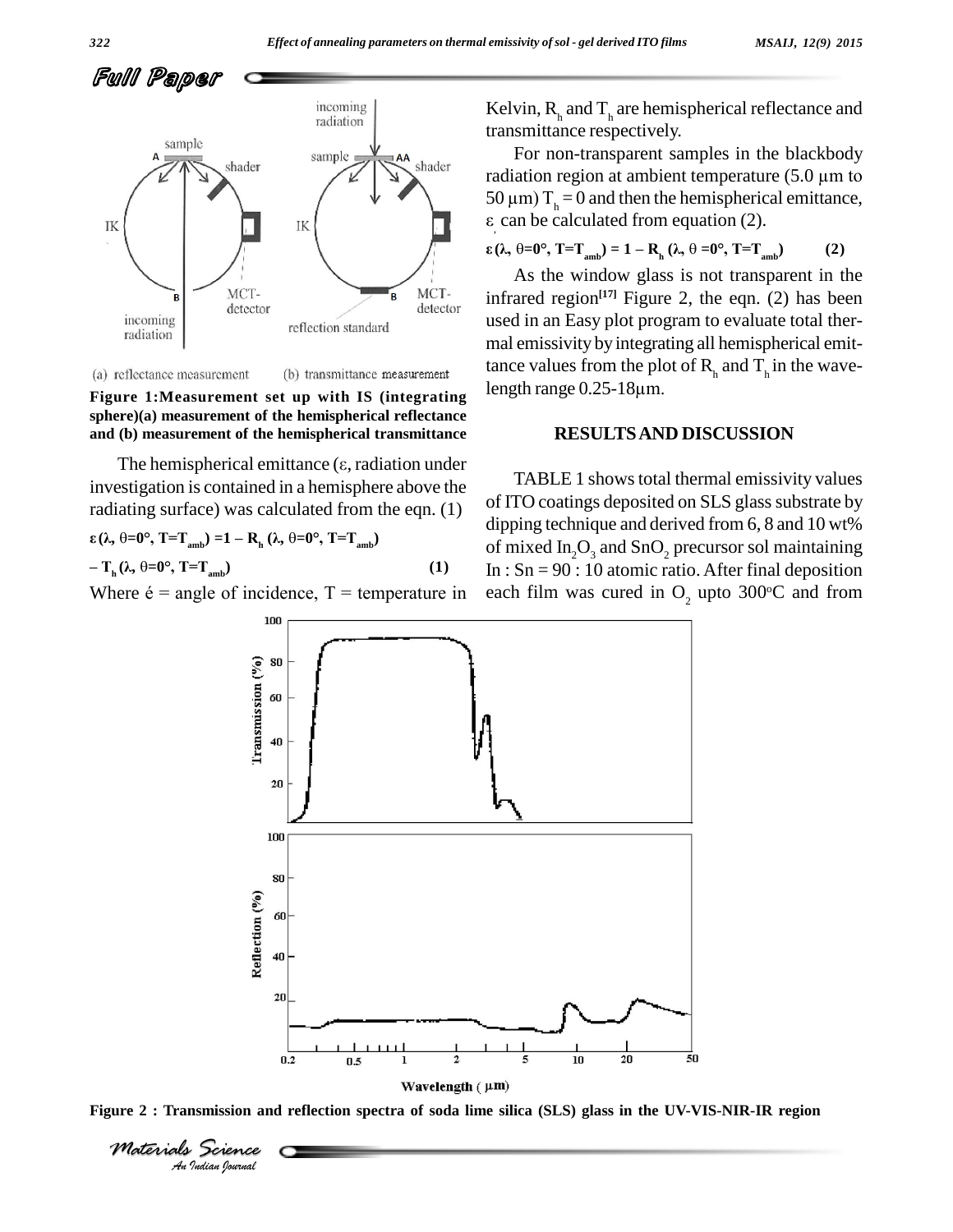Figure 1:Measurement set up with IS (integrating sphere)(a) measurement of the hemispherical reflectance and (b) measurement of the hemispherical transmittance

The hemispherical emittance (ε, radiation under investigation is contained in a hemisphere above the radiating surface) was calculated from the eqn. (1)

$$\varepsilon(\lambda, \theta=0°, T=T_{amb}) = 1 - R_h(\lambda, \theta=0°, T=T_{amb}) - T_h(\lambda, \theta=0°, T=T_{amb}) \quad (1)$$

Where é = angle of incidence, T = temperature in Kelvin, $R_h$ and $T_h$ are hemispherical reflectance and transmittance respectively.

For non-transparent samples in the blackbody radiation region at ambient temperature (5.0 μm to 50 μm) $T_h = 0$ and then the hemispherical emittance, ε, can be calculated from equation (2).

$$\varepsilon(\lambda, \theta=0°, T=T_{amb}) = 1 - R_h(\lambda, \theta=0°, T=T_{amb}) \quad (2)$$

As the window glass is not transparent in the infrared region[17] Figure 2, the eqn. (2) has been used in an Easy plot program to evaluate total thermal emissivity by integrating all hemispherical emittance values from the plot of $R_h$ and $T_h$ in the wavelength range 0.25-18μm.

## RESULTS AND DISCUSSION

TABLE 1 shows total thermal emissivity values of ITO coatings deposited on SLS glass substrate by dipping technique and derived from 6, 8 and 10 wt% of mixed $In_2O_3$ and $SnO_2$ precursor sol maintaining In : Sn = 90 : 10 atomic ratio. After final deposition each film was cured in $O_2$ upto 300°C and from

Figure 2 : Transmission and reflection spectra of soda lime silica (SLS) glass in the UV-VIS-NIR-IR region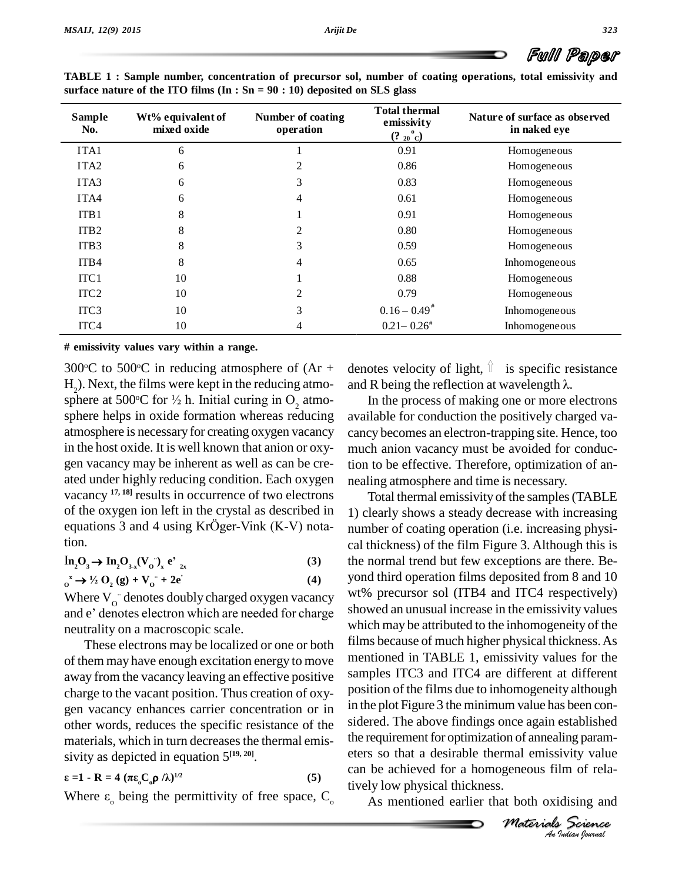**TABLE 1 : Sample number, concentration of precursor sol, number of coating operations, total emissivity and surface nature of the ITO films (In : Sn = 90 : 10) deposited on SLS glass**

| Sample No. | Wt% equivalent of mixed oxide | Number of coating operation | Total thermal emissivity (? $_{20}$ $^{o}$C) | Nature of surface as observed in naked eye |
|---|---|---|---|---|
| ITA1 | 6 | 1 | 0.91 | Homogeneous |
| ITA2 | 6 | 2 | 0.86 | Homogeneous |
| ITA3 | 6 | 3 | 0.83 | Homogeneous |
| ITA4 | 6 | 4 | 0.61 | Homogeneous |
| ITB1 | 8 | 1 | 0.91 | Homogeneous |
| ITB2 | 8 | 2 | 0.80 | Homogeneous |
| ITB3 | 8 | 3 | 0.59 | Homogeneous |
| ITB4 | 8 | 4 | 0.65 | Inhomogeneous |
| ITC1 | 10 | 1 | 0.88 | Homogeneous |
| ITC2 | 10 | 2 | 0.79 | Homogeneous |
| ITC3 | 10 | 3 | 0.16 – 0.49# | Inhomogeneous |
| ITC4 | 10 | 4 | 0.21– 0.26# | Inhomogeneous |

**# emissivity values vary within a range.**

300°C to 500°C in reducing atmosphere of (Ar + $H_2$). Next, the films were kept in the reducing atmosphere at 500°C for ½ h. Initial curing in $O_2$ atmosphere helps in oxide formation whereas reducing atmosphere is necessary for creating oxygen vacancy in the host oxide. It is well known that anion or oxygen vacancy may be inherent as well as can be created under highly reducing condition. Each oxygen vacancy [17, 18] results in occurrence of two electrons of the oxygen ion left in the crystal as described in equations 3 and 4 using KrÖger-Vink (K-V) notation.

$$In_2O_3 \rightarrow In_2O_{3-x}(V_O^{\cdot\cdot})_x\ e'_{2x} \quad (3)$$

$$O_O^x \rightarrow ½\ O_2\ (g) + V_O^{\cdot\cdot} + 2e' \quad (4)$$

Where $V_O^{\cdot\cdot}$ denotes doubly charged oxygen vacancy and e' denotes electron which are needed for charge neutrality on a macroscopic scale.

These electrons may be localized or one or both of them may have enough excitation energy to move away from the vacancy leaving an effective positive charge to the vacant position. Thus creation of oxygen vacancy enhances carrier concentration or in other words, reduces the specific resistance of the materials, which in turn decreases the thermal emissivity as depicted in equation 5[19, 20].

$$\varepsilon = 1 - R = 4\ (\pi\varepsilon_o C_o \rho\ /\lambda)^{1/2} \quad (5)$$

Where $\varepsilon_o$ being the permittivity of free space, $C_o$ denotes velocity of light, $\rho$ is specific resistance and R being the reflection at wavelength $\lambda$.

In the process of making one or more electrons available for conduction the positively charged vacancy becomes an electron-trapping site. Hence, too much anion vacancy must be avoided for conduction to be effective. Therefore, optimization of annealing atmosphere and time is necessary.

Total thermal emissivity of the samples (TABLE 1) clearly shows a steady decrease with increasing number of coating operation (i.e. increasing physical thickness) of the film Figure 3. Although this is the normal trend but few exceptions are there. Beyond third operation films deposited from 8 and 10 wt% precursor sol (ITB4 and ITC4 respectively) showed an unusual increase in the emissivity values which may be attributed to the inhomogeneity of the films because of much higher physical thickness. As mentioned in TABLE 1, emissivity values for the samples ITC3 and ITC4 are different at different position of the films due to inhomogeneity although in the plot Figure 3 the minimum value has been considered. The above findings once again established the requirement for optimization of annealing parameters so that a desirable thermal emissivity value can be achieved for a homogeneous film of relatively low physical thickness.

As mentioned earlier that both oxidising and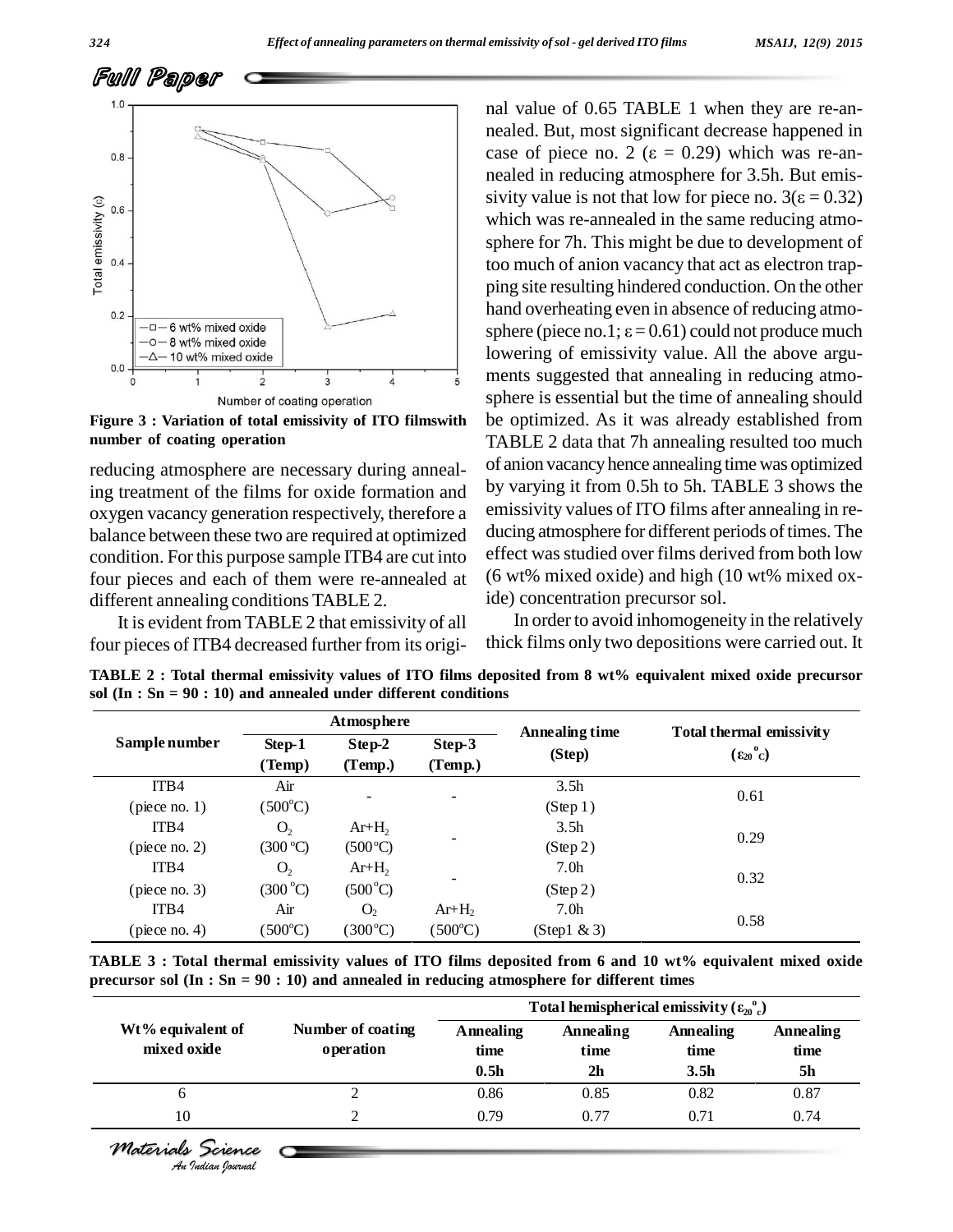Figure 3 : Variation of total emissivity of ITO filmswith number of coating operation

reducing atmosphere are necessary during annealing treatment of the films for oxide formation and oxygen vacancy generation respectively, therefore a balance between these two are required at optimized condition. For this purpose sample ITB4 are cut into four pieces and each of them were re-annealed at different annealing conditions TABLE 2.

It is evident from TABLE 2 that emissivity of all four pieces of ITB4 decreased further from its original value of 0.65 TABLE 1 when they are re-annealed. But, most significant decrease happened in case of piece no. 2 ($\varepsilon$ = 0.29) which was re-annealed in reducing atmosphere for 3.5h. But emissivity value is not that low for piece no. 3($\varepsilon$ = 0.32) which was re-annealed in the same reducing atmosphere for 7h. This might be due to development of too much of anion vacancy that act as electron trapping site resulting hindered conduction. On the other hand overheating even in absence of reducing atmosphere (piece no.1; $\varepsilon$ = 0.61) could not produce much lowering of emissivity value. All the above arguments suggested that annealing in reducing atmosphere is essential but the time of annealing should be optimized. As it was already established from TABLE 2 data that 7h annealing resulted too much of anion vacancy hence annealing time was optimized by varying it from 0.5h to 5h. TABLE 3 shows the emissivity values of ITO films after annealing in reducing atmosphere for different periods of times. The effect was studied over films derived from both low (6 wt% mixed oxide) and high (10 wt% mixed oxide) concentration precursor sol.

In order to avoid inhomogeneity in the relatively thick films only two depositions were carried out. It

**TABLE 2 : Total thermal emissivity values of ITO films deposited from 8 wt% equivalent mixed oxide precursor sol (In : Sn = 90 : 10) and annealed under different conditions**

| Sample number | Atmosphere | | | Annealing time (Step) | Total thermal emissivity ($\varepsilon_{20^{\circ}C}$) |
|---|---|---|---|---|---|
| | Step-1 (Temp) | Step-2 (Temp.) | Step-3 (Temp.) | | |
| ITB4 (piece no. 1) | Air (500°C) | - | - | 3.5h (Step 1) | 0.61 |
| ITB4 (piece no. 2) | $O_2$ (300 °C) | $Ar+H_2$ (500°C) | - | 3.5h (Step 2) | 0.29 |
| ITB4 (piece no. 3) | $O_2$ (300 °C) | $Ar+H_2$ (500°C) | - | 7.0h (Step 2) | 0.32 |
| ITB4 (piece no. 4) | Air (500°C) | $O_2$ (300°C) | $Ar+H_2$ (500°C) | 7.0h (Step1 & 3) | 0.58 |

**TABLE 3 : Total thermal emissivity values of ITO films deposited from 6 and 10 wt% equivalent mixed oxide precursor sol (In : Sn = 90 : 10) and annealed in reducing atmosphere for different times**

| Wt% equivalent of mixed oxide | Number of coating operation | Total hemispherical emissivity ($\varepsilon_{20^{\circ}C}$) | | | |
|---|---|---|---|---|---|
| | | Annealing time 0.5h | Annealing time 2h | Annealing time 3.5h | Annealing time 5h |
| 6 | 2 | 0.86 | 0.85 | 0.82 | 0.87 |
| 10 | 2 | 0.79 | 0.77 | 0.71 | 0.74 |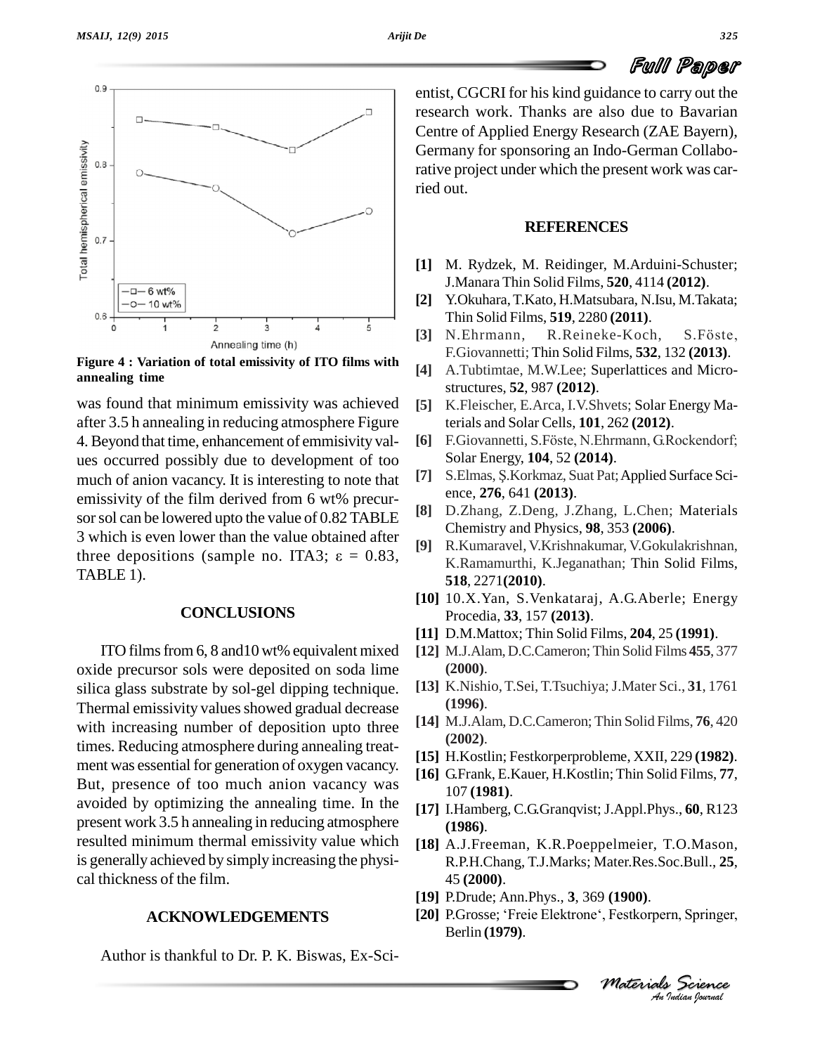0.9

0.8

0.7

0.6

Total hemispherical emissivity

0 1 2 3 4 5

Annealing time (h)

—□— 6 wt%

—○— 10 wt%

**Figure 4 : Variation of total emissivity of ITO films with annealing time**

was found that minimum emissivity was achieved after 3.5 h annealing in reducing atmosphere Figure 4. Beyond that time, enhancement of emmisivity values occurred possibly due to development of too much of anion vacancy. It is interesting to note that emissivity of the film derived from 6 wt% precursor sol can be lowered upto the value of 0.82 TABLE 3 which is even lower than the value obtained after three depositions (sample no. ITA3; $\varepsilon = 0.83$, TABLE 1).

## CONCLUSIONS

ITO films from 6, 8 and10 wt% equivalent mixed oxide precursor sols were deposited on soda lime silica glass substrate by sol-gel dipping technique. Thermal emissivity values showed gradual decrease with increasing number of deposition upto three times. Reducing atmosphere during annealing treatment was essential for generation of oxygen vacancy. But, presence of too much anion vacancy was avoided by optimizing the annealing time. In the present work 3.5 h annealing in reducing atmosphere resulted minimum thermal emissivity value which is generally achieved by simply increasing the physical thickness of the film.

## ACKNOWLEDGEMENTS

Author is thankful to Dr. P. K. Biswas, Ex-Scientist, CGCRI for his kind guidance to carry out the research work. Thanks are also due to Bavarian Centre of Applied Energy Research (ZAE Bayern), Germany for sponsoring an Indo-German Collaborative project under which the present work was carried out.

## REFERENCES

**[1]** M. Rydzek, M. Reidinger, M.Arduini-Schuster; J.Manara Thin Solid Films, **520**, 4114 **(2012)**.

**[2]** Y.Okuhara, T.Kato, H.Matsubara, N.Isu, M.Takata; Thin Solid Films, **519**, 2280 **(2011)**.

**[3]** N.Ehrmann, R.Reineke-Koch, S.Föste, F.Giovannetti; Thin Solid Films, **532**, 132 **(2013)**.

**[4]** A.Tubtimtae, M.W.Lee; Superlattices and Microstructures, **52**, 987 **(2012)**.

**[5]** K.Fleischer, E.Arca, I.V.Shvets; Solar Energy Materials and Solar Cells, **101**, 262 **(2012)**.

**[6]** F.Giovannetti, S.Föste, N.Ehrmann, G.Rockendorf; Solar Energy, **104**, 52 **(2014)**.

**[7]** S.Elmas, Ş.Korkmaz, Suat Pat; Applied Surface Science, **276**, 641 **(2013)**.

**[8]** D.Zhang, Z.Deng, J.Zhang, L.Chen; Materials Chemistry and Physics, **98**, 353 **(2006)**.

**[9]** R.Kumaravel, V.Krishnakumar, V.Gokulakrishnan, K.Ramamurthi, K.Jeganathan; Thin Solid Films, **518**, 2271**(2010)**.

**[10]** 10.X.Yan, S.Venkataraj, A.G.Aberle; Energy Procedia, **33**, 157 **(2013)**.

**[11]** D.M.Mattox; Thin Solid Films, **204**, 25 **(1991)**.

**[12]** M.J.Alam, D.C.Cameron; Thin Solid Films **455**, 377 **(2000)**.

**[13]** K.Nishio, T.Sei, T.Tsuchiya; J.Mater Sci., **31**, 1761 **(1996)**.

**[14]** M.J.Alam, D.C.Cameron; Thin Solid Films, **76**, 420 **(2002)**.

**[15]** H.Kostlin; Festkorperprobleme, XXII, 229 **(1982)**.

**[16]** G.Frank, E.Kauer, H.Kostlin; Thin Solid Films, **77**, 107 **(1981)**.

**[17]** I.Hamberg, C.G.Granqvist; J.Appl.Phys., **60**, R123 **(1986)**.

**[18]** A.J.Freeman, K.R.Poeppelmeier, T.O.Mason, R.P.H.Chang, T.J.Marks; Mater.Res.Soc.Bull., **25**, 45 **(2000)**.

**[19]** P.Drude; Ann.Phys., **3**, 369 **(1900)**.

**[20]** P.Grosse; 'Freie Elektrone', Festkorpern, Springer, Berlin **(1979)**.